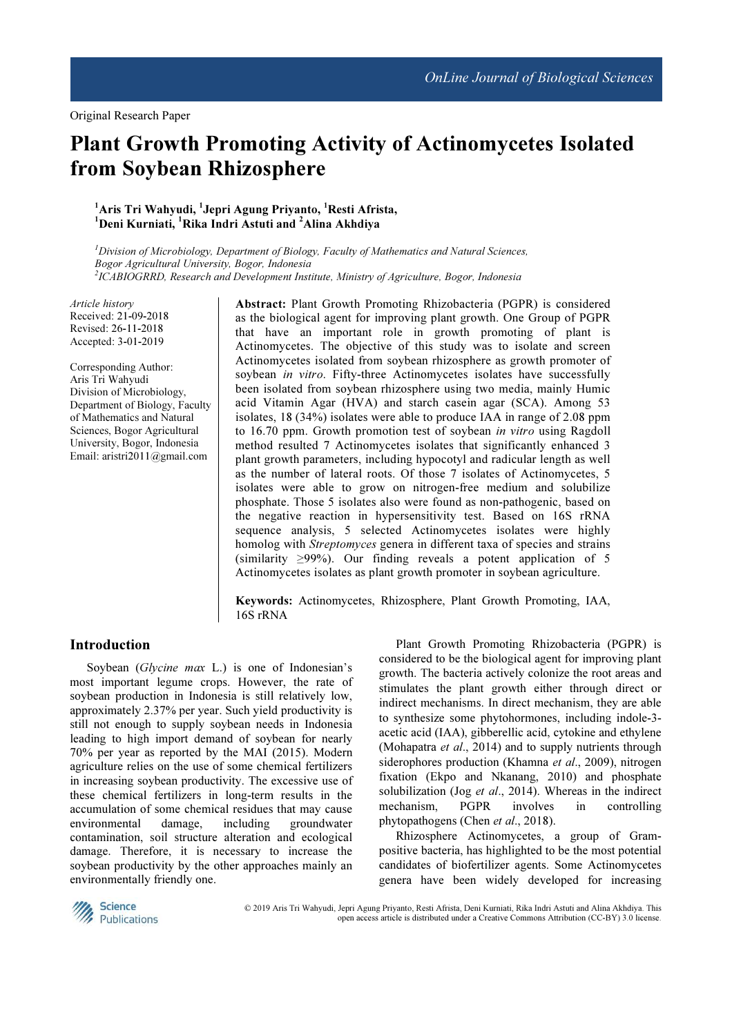Original Research Paper

# Plant Growth Promoting Activity of Actinomycetes Isolated from Soybean Rhizosphere

[1]Aris Tri Wahyudi, [1]Jepri Agung Priyanto, [1]Resti Afrista, [1]Deni Kurniati, [1]Rika Indri Astuti and [2]Alina Akhdiya

[1]*Division of Microbiology, Department of Biology, Faculty of Mathematics and Natural Sciences, Bogor Agricultural University, Bogor, Indonesia*
[2]*ICABIOGRRD, Research and Development Institute, Ministry of Agriculture, Bogor, Indonesia*

*Article history*
Received: 21-09-2018
Revised: 26-11-2018
Accepted: 3-01-2019

Corresponding Author:
Aris Tri Wahyudi
Division of Microbiology, Department of Biology, Faculty of Mathematics and Natural Sciences, Bogor Agricultural University, Bogor, Indonesia
Email: aristri2011@gmail.com

**Abstract:** Plant Growth Promoting Rhizobacteria (PGPR) is considered as the biological agent for improving plant growth. One Group of PGPR that have an important role in growth promoting of plant is Actinomycetes. The objective of this study was to isolate and screen Actinomycetes isolated from soybean rhizosphere as growth promoter of soybean *in vitro*. Fifty-three Actinomycetes isolates have successfully been isolated from soybean rhizosphere using two media, mainly Humic acid Vitamin Agar (HVA) and starch casein agar (SCA). Among 53 isolates, 18 (34%) isolates were able to produce IAA in range of 2.08 ppm to 16.70 ppm. Growth promotion test of soybean *in vitro* using Ragdoll method resulted 7 Actinomycetes isolates that significantly enhanced 3 plant growth parameters, including hypocotyl and radicular length as well as the number of lateral roots. Of those 7 isolates of Actinomycetes, 5 isolates were able to grow on nitrogen-free medium and solubilize phosphate. Those 5 isolates also were found as non-pathogenic, based on the negative reaction in hypersensitivity test. Based on 16S rRNA sequence analysis, 5 selected Actinomycetes isolates were highly homolog with *Streptomyces* genera in different taxa of species and strains (similarity ≥99%). Our finding reveals a potent application of 5 Actinomycetes isolates as plant growth promoter in soybean agriculture.

**Keywords:** Actinomycetes, Rhizosphere, Plant Growth Promoting, IAA, 16S rRNA

## Introduction

Soybean (*Glycine max* L.) is one of Indonesian's most important legume crops. However, the rate of soybean production in Indonesia is still relatively low, approximately 2.37% per year. Such yield productivity is still not enough to supply soybean needs in Indonesia leading to high import demand of soybean for nearly 70% per year as reported by the MAI (2015). Modern agriculture relies on the use of some chemical fertilizers in increasing soybean productivity. The excessive use of these chemical fertilizers in long-term results in the accumulation of some chemical residues that may cause environmental damage, including groundwater contamination, soil structure alteration and ecological damage. Therefore, it is necessary to increase the soybean productivity by the other approaches mainly an environmentally friendly one.

Plant Growth Promoting Rhizobacteria (PGPR) is considered to be the biological agent for improving plant growth. The bacteria actively colonize the root areas and stimulates the plant growth either through direct or indirect mechanisms. In direct mechanism, they are able to synthesize some phytohormones, including indole-3-acetic acid (IAA), gibberellic acid, cytokine and ethylene (Mohapatra *et al*., 2014) and to supply nutrients through siderophores production (Khamna *et al*., 2009), nitrogen fixation (Ekpo and Nkanang, 2010) and phosphate solubilization (Jog *et al*., 2014). Whereas in the indirect mechanism, PGPR involves in controlling phytopathogens (Chen *et al*., 2018).

Rhizosphere Actinomycetes, a group of Gram-positive bacteria, has highlighted to be the most potential candidates of biofertilizer agents. Some Actinomycetes genera have been widely developed for increasing

© 2019 Aris Tri Wahyudi, Jepri Agung Priyanto, Resti Afrista, Deni Kurniati, Rika Indri Astuti and Alina Akhdiya. This open access article is distributed under a Creative Commons Attribution (CC-BY) 3.0 license.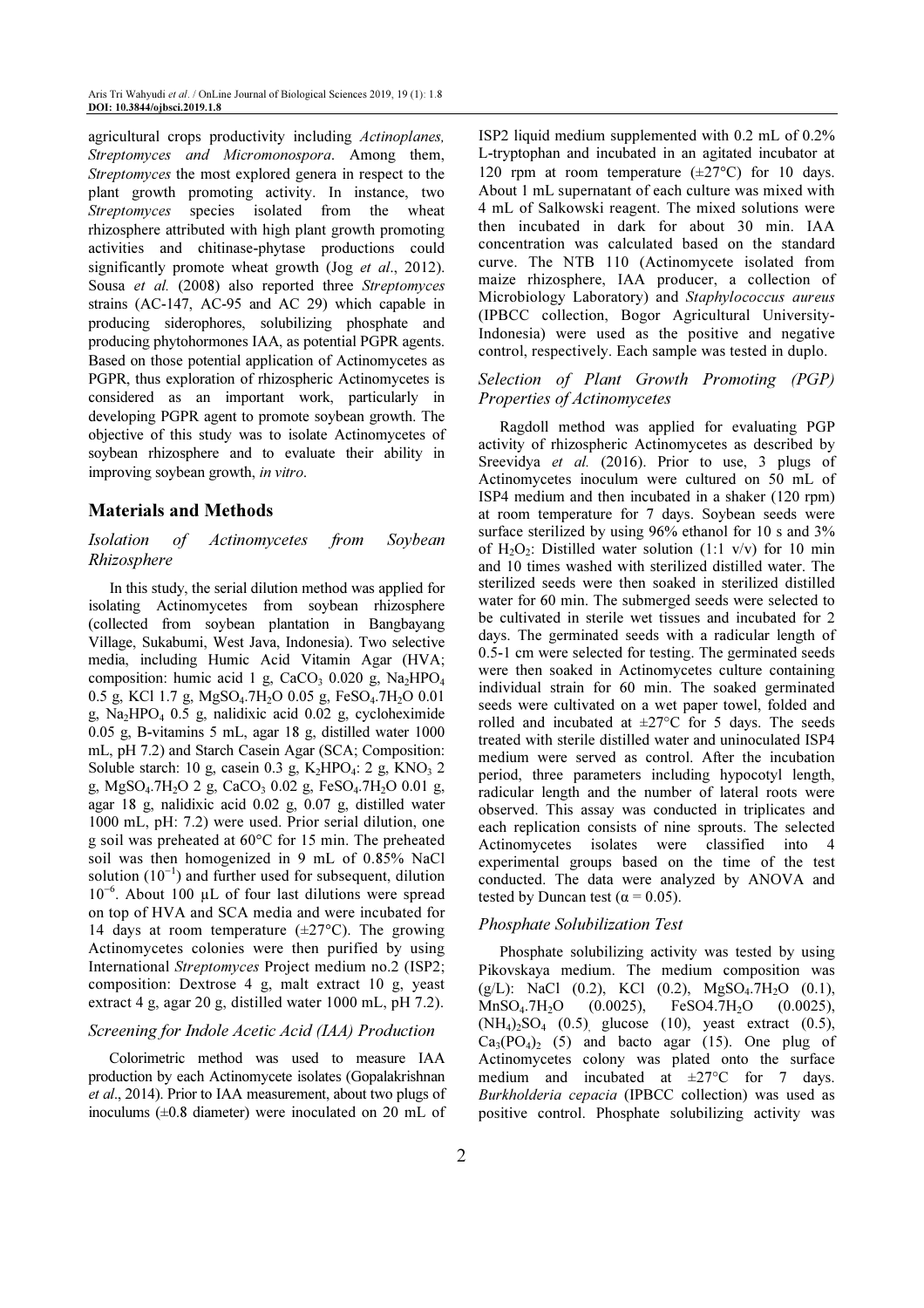agricultural crops productivity including *Actinoplanes, Streptomyces and Micromonospora*. Among them, *Streptomyces* the most explored genera in respect to the plant growth promoting activity. In instance, two *Streptomyces* species isolated from the wheat rhizosphere attributed with high plant growth promoting activities and chitinase-phytase productions could significantly promote wheat growth (Jog *et al*., 2012). Sousa *et al.* (2008) also reported three *Streptomyces* strains (AC-147, AC-95 and AC 29) which capable in producing siderophores, solubilizing phosphate and producing phytohormones IAA, as potential PGPR agents. Based on those potential application of Actinomycetes as PGPR, thus exploration of rhizospheric Actinomycetes is considered as an important work, particularly in developing PGPR agent to promote soybean growth. The objective of this study was to isolate Actinomycetes of soybean rhizosphere and to evaluate their ability in improving soybean growth, *in vitro*.

## Materials and Methods

### *Isolation of Actinomycetes from Soybean Rhizosphere*

In this study, the serial dilution method was applied for isolating Actinomycetes from soybean rhizosphere (collected from soybean plantation in Bangbayang Village, Sukabumi, West Java, Indonesia). Two selective media, including Humic Acid Vitamin Agar (HVA; composition: humic acid 1 g, $CaCO_3$ 0.020 g, $Na_2HPO_4$ 0.5 g, KCl 1.7 g, $MgSO_4.7H_2O$ 0.05 g, $FeSO_4.7H_2O$ 0.01 g, $Na_2HPO_4$ 0.5 g, nalidixic acid 0.02 g, cycloheximide 0.05 g, B-vitamins 5 mL, agar 18 g, distilled water 1000 mL, pH 7.2) and Starch Casein Agar (SCA; Composition: Soluble starch: 10 g, casein 0.3 g, $K_2HPO_4$: 2 g, $KNO_3$ 2 g, $MgSO_4.7H_2O$ 2 g, $CaCO_3$ 0.02 g, $FeSO_4.7H_2O$ 0.01 g, agar 18 g, nalidixic acid 0.02 g, 0.07 g, distilled water 1000 mL, pH: 7.2) were used. Prior serial dilution, one g soil was preheated at 60°C for 15 min. The preheated soil was then homogenized in 9 mL of 0.85% NaCl solution ($10^{-1}$) and further used for subsequent, dilution $10^{-6}$. About 100 µL of four last dilutions were spread on top of HVA and SCA media and were incubated for 14 days at room temperature (±27°C). The growing Actinomycetes colonies were then purified by using International *Streptomyces* Project medium no.2 (ISP2; composition: Dextrose 4 g, malt extract 10 g, yeast extract 4 g, agar 20 g, distilled water 1000 mL, pH 7.2).

### *Screening for Indole Acetic Acid (IAA) Production*

Colorimetric method was used to measure IAA production by each Actinomycete isolates (Gopalakrishnan *et al*., 2014). Prior to IAA measurement, about two plugs of inoculums (±0.8 diameter) were inoculated on 20 mL of ISP2 liquid medium supplemented with 0.2 mL of 0.2% L-tryptophan and incubated in an agitated incubator at 120 rpm at room temperature (±27°C) for 10 days. About 1 mL supernatant of each culture was mixed with 4 mL of Salkowski reagent. The mixed solutions were then incubated in dark for about 30 min. IAA concentration was calculated based on the standard curve. The NTB 110 (Actinomycete isolated from maize rhizosphere, IAA producer, a collection of Microbiology Laboratory) and *Staphylococcus aureus* (IPBCC collection, Bogor Agricultural University-Indonesia) were used as the positive and negative control, respectively. Each sample was tested in duplo.

### *Selection of Plant Growth Promoting (PGP) Properties of Actinomycetes*

Ragdoll method was applied for evaluating PGP activity of rhizospheric Actinomycetes as described by Sreevidya *et al.* (2016). Prior to use, 3 plugs of Actinomycetes inoculum were cultured on 50 mL of ISP4 medium and then incubated in a shaker (120 rpm) at room temperature for 7 days. Soybean seeds were surface sterilized by using 96% ethanol for 10 s and 3% of $H_2O_2$: Distilled water solution (1:1 v/v) for 10 min and 10 times washed with sterilized distilled water. The sterilized seeds were then soaked in sterilized distilled water for 60 min. The submerged seeds were selected to be cultivated in sterile wet tissues and incubated for 2 days. The germinated seeds with a radicular length of 0.5-1 cm were selected for testing. The germinated seeds were then soaked in Actinomycetes culture containing individual strain for 60 min. The soaked germinated seeds were cultivated on a wet paper towel, folded and rolled and incubated at ±27°C for 5 days. The seeds treated with sterile distilled water and uninoculated ISP4 medium were served as control. After the incubation period, three parameters including hypocotyl length, radicular length and the number of lateral roots were observed. This assay was conducted in triplicates and each replication consists of nine sprouts. The selected Actinomycetes isolates were classified into 4 experimental groups based on the time of the test conducted. The data were analyzed by ANOVA and tested by Duncan test ($\alpha = 0.05$).

### *Phosphate Solubilization Test*

Phosphate solubilizing activity was tested by using Pikovskaya medium. The medium composition was (g/L): NaCl (0.2), KCl (0.2), $MgSO_4.7H_2O$ (0.1), $MnSO_4.7H_2O$ (0.0025), $FeSO_4.7H_2O$ (0.0025), $(NH_4)_2SO_4$ (0.5), glucose (10), yeast extract (0.5), $Ca_3(PO_4)_2$ (5) and bacto agar (15). One plug of Actinomycetes colony was plated onto the surface medium and incubated at ±27°C for 7 days. *Burkholderia cepacia* (IPBCC collection) was used as positive control. Phosphate solubilizing activity was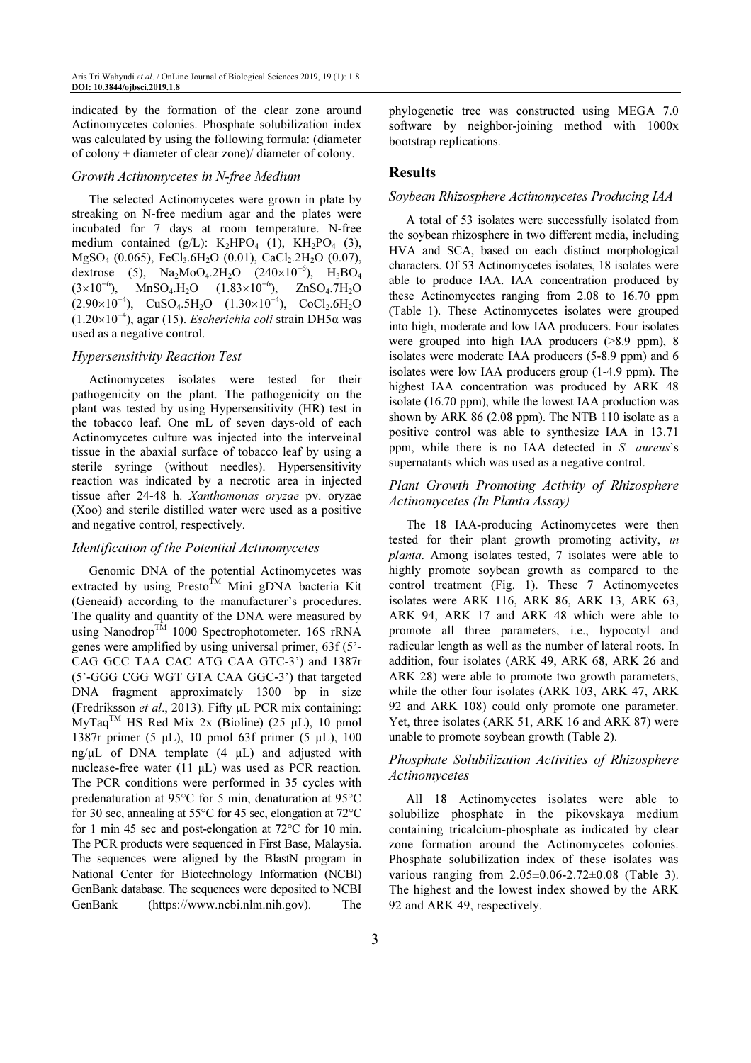indicated by the formation of the clear zone around Actinomycetes colonies. Phosphate solubilization index was calculated by using the following formula: (diameter of colony + diameter of clear zone)/ diameter of colony.

### *Growth Actinomycetes in N-free Medium*

The selected Actinomycetes were grown in plate by streaking on N-free medium agar and the plates were incubated for 7 days at room temperature. N-free medium contained (g/L): $K_2HPO_4$ (1), $KH_2PO_4$ (3), $MgSO_4$ (0.065), $FeCl_3.6H_2O$ (0.01), $CaCl_2.2H_2O$ (0.07), dextrose (5), $Na_2MoO_4.2H_2O$ ($240\times10^{-6}$), $H_3BO_4$ ($3\times10^{-6}$), $MnSO_4.H_2O$ ($1.83\times10^{-6}$), $ZnSO_4.7H_2O$ ($2.90\times10^{-4}$), $CuSO_4.5H_2O$ ($1.30\times10^{-4}$), $CoCl_2.6H_2O$ ($1.20\times10^{-4}$), agar (15). *Escherichia coli* strain DH5α was used as a negative control.

### *Hypersensitivity Reaction Test*

Actinomycetes isolates were tested for their pathogenicity on the plant. The pathogenicity on the plant was tested by using Hypersensitivity (HR) test in the tobacco leaf. One mL of seven days-old of each Actinomycetes culture was injected into the interveinal tissue in the abaxial surface of tobacco leaf by using a sterile syringe (without needles). Hypersensitivity reaction was indicated by a necrotic area in injected tissue after 24-48 h. *Xanthomonas oryzae* pv. oryzae (Xoo) and sterile distilled water were used as a positive and negative control, respectively.

### *Identification of the Potential Actinomycetes*

Genomic DNA of the potential Actinomycetes was extracted by using Presto$^{TM}$ Mini gDNA bacteria Kit (Geneaid) according to the manufacturer's procedures. The quality and quantity of the DNA were measured by using Nanodrop$^{TM}$ 1000 Spectrophotometer. 16S rRNA genes were amplified by using universal primer, 63f (5'-CAG GCC TAA CAC ATG CAA GTC-3') and 1387r (5'-GGG CGG WGT GTA CAA GGC-3') that targeted DNA fragment approximately 1300 bp in size (Fredriksson *et al*., 2013). Fifty µL PCR mix containing: MyTaq$^{TM}$ HS Red Mix 2x (Bioline) (25 µL), 10 pmol 1387r primer (5 µL), 10 pmol 63f primer (5 µL), 100 ng/µL of DNA template (4 µL) and adjusted with nuclease-free water (11 µL) was used as PCR reaction. The PCR conditions were performed in 35 cycles with predenaturation at 95°C for 5 min, denaturation at 95°C for 30 sec, annealing at 55°C for 45 sec, elongation at 72°C for 1 min 45 sec and post-elongation at 72°C for 10 min. The PCR products were sequenced in First Base, Malaysia. The sequences were aligned by the BlastN program in National Center for Biotechnology Information (NCBI) GenBank database. The sequences were deposited to NCBI GenBank (https://www.ncbi.nlm.nih.gov). The phylogenetic tree was constructed using MEGA 7.0 software by neighbor-joining method with 1000x bootstrap replications.

## Results

### *Soybean Rhizosphere Actinomycetes Producing IAA*

A total of 53 isolates were successfully isolated from the soybean rhizosphere in two different media, including HVA and SCA, based on each distinct morphological characters. Of 53 Actinomycetes isolates, 18 isolates were able to produce IAA. IAA concentration produced by these Actinomycetes ranging from 2.08 to 16.70 ppm (Table 1). These Actinomycetes isolates were grouped into high, moderate and low IAA producers. Four isolates were grouped into high IAA producers (>8.9 ppm), 8 isolates were moderate IAA producers (5-8.9 ppm) and 6 isolates were low IAA producers group (1-4.9 ppm). The highest IAA concentration was produced by ARK 48 isolate (16.70 ppm), while the lowest IAA production was shown by ARK 86 (2.08 ppm). The NTB 110 isolate as a positive control was able to synthesize IAA in 13.71 ppm, while there is no IAA detected in *S. aureus*'s supernatants which was used as a negative control.

### *Plant Growth Promoting Activity of Rhizosphere Actinomycetes (In Planta Assay)*

The 18 IAA-producing Actinomycetes were then tested for their plant growth promoting activity, *in planta*. Among isolates tested, 7 isolates were able to highly promote soybean growth as compared to the control treatment (Fig. 1). These 7 Actinomycetes isolates were ARK 116, ARK 86, ARK 13, ARK 63, ARK 94, ARK 17 and ARK 48 which were able to promote all three parameters, i.e., hypocotyl and radicular length as well as the number of lateral roots. In addition, four isolates (ARK 49, ARK 68, ARK 26 and ARK 28) were able to promote two growth parameters, while the other four isolates (ARK 103, ARK 47, ARK 92 and ARK 108) could only promote one parameter. Yet, three isolates (ARK 51, ARK 16 and ARK 87) were unable to promote soybean growth (Table 2).

### *Phosphate Solubilization Activities of Rhizosphere Actinomycetes*

All 18 Actinomycetes isolates were able to solubilize phosphate in the pikovskaya medium containing tricalcium-phosphate as indicated by clear zone formation around the Actinomycetes colonies. Phosphate solubilization index of these isolates was various ranging from 2.05±0.06-2.72±0.08 (Table 3). The highest and the lowest index showed by the ARK 92 and ARK 49, respectively.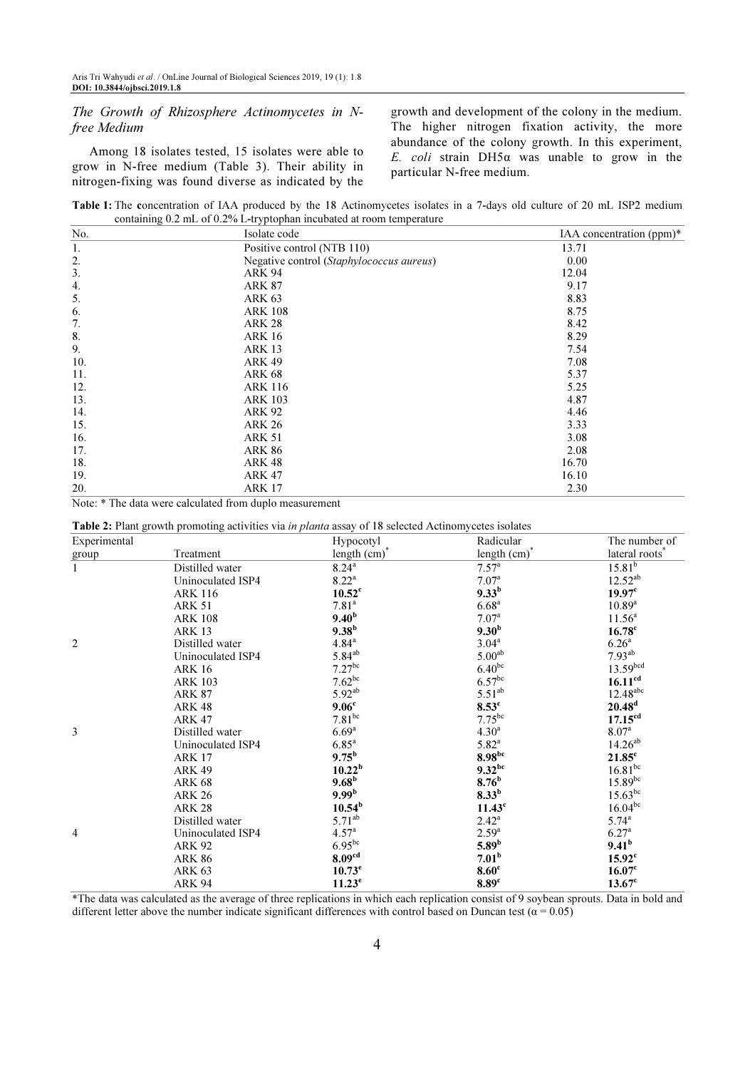### *The Growth of Rhizosphere Actinomycetes in N-free Medium*

Among 18 isolates tested, 15 isolates were able to grow in N-free medium (Table 3). Their ability in nitrogen-fixing was found diverse as indicated by the growth and development of the colony in the medium. The higher nitrogen fixation activity, the more abundance of the colony growth. In this experiment, *E. coli* strain DH5α was unable to grow in the particular N-free medium.

**Table 1:** The **c**oncentration of IAA produced by the 18 Actinomycetes isolates in a 7-days old culture of 20 mL ISP2 medium containing 0.2 mL of 0.2% L-tryptophan incubated at room temperature

| No. | Isolate code | IAA concentration (ppm)* |
|---|---|---|
| 1. | Positive control (NTB 110) | 13.71 |
| 2. | Negative control (*Staphylococcus aureus*) | 0.00 |
| 3. | ARK 94 | 12.04 |
| 4. | ARK 87 | 9.17 |
| 5. | ARK 63 | 8.83 |
| 6. | ARK 108 | 8.75 |
| 7. | ARK 28 | 8.42 |
| 8. | ARK 16 | 8.29 |
| 9. | ARK 13 | 7.54 |
| 10. | ARK 49 | 7.08 |
| 11. | ARK 68 | 5.37 |
| 12. | ARK 116 | 5.25 |
| 13. | ARK 103 | 4.87 |
| 14. | ARK 92 | 4.46 |
| 15. | ARK 26 | 3.33 |
| 16. | ARK 51 | 3.08 |
| 17. | ARK 86 | 2.08 |
| 18. | ARK 48 | 16.70 |
| 19. | ARK 47 | 16.10 |
| 20. | ARK 17 | 2.30 |

Note: * The data were calculated from duplo measurement

**Table 2:** Plant growth promoting activities via *in planta* assay of 18 selected Actinomycetes isolates

| Experimental group | Treatment | Hypocotyl length (cm)* | Radicular length (cm)* | The number of lateral roots* |
|---|---|---|---|---|
| 1 | Distilled water | $8.24^{a}$ | $7.57^{a}$ | $15.81^{b}$ |
| | Uninoculated ISP4 | $8.22^{a}$ | $7.07^{a}$ | $12.52^{ab}$ |
| | ARK 116 | $\mathbf{10.52^{c}}$ | $\mathbf{9.33^{b}}$ | $\mathbf{19.97^{c}}$ |
| | ARK 51 | $7.81^{a}$ | $6.68^{a}$ | $10.89^{a}$ |
| | ARK 108 | $\mathbf{9.40^{b}}$ | $7.07^{a}$ | $11.56^{a}$ |
| | ARK 13 | $\mathbf{9.38^{b}}$ | $\mathbf{9.30^{b}}$ | $\mathbf{16.78^{c}}$ |
| 2 | Distilled water | $4.84^{a}$ | $3.04^{a}$ | $6.26^{a}$ |
| | Uninoculated ISP4 | $5.84^{ab}$ | $5.00^{ab}$ | $7.93^{ab}$ |
| | ARK 16 | $7.27^{bc}$ | $6.40^{bc}$ | $13.59^{bcd}$ |
| | ARK 103 | $7.62^{bc}$ | $6.57^{bc}$ | $\mathbf{16.11^{cd}}$ |
| | ARK 87 | $5.92^{ab}$ | $5.51^{ab}$ | $12.48^{abc}$ |
| | ARK 48 | $\mathbf{9.06^{c}}$ | $\mathbf{8.53^{c}}$ | $\mathbf{20.48^{d}}$ |
| | ARK 47 | $7.81^{bc}$ | $7.75^{bc}$ | $\mathbf{17.15^{cd}}$ |
| 3 | Distilled water | $6.69^{a}$ | $4.30^{a}$ | $8.07^{a}$ |
| | Uninoculated ISP4 | $6.85^{a}$ | $5.82^{a}$ | $14.26^{ab}$ |
| | ARK 17 | $\mathbf{9.75^{b}}$ | $\mathbf{8.98^{bc}}$ | $\mathbf{21.85^{c}}$ |
| | ARK 49 | $\mathbf{10.22^{b}}$ | $\mathbf{9.32^{bc}}$ | $16.81^{bc}$ |
| | ARK 68 | $\mathbf{9.68^{b}}$ | $\mathbf{8.76^{b}}$ | $15.89^{bc}$ |
| | ARK 26 | $\mathbf{9.99^{b}}$ | $\mathbf{8.33^{b}}$ | $15.63^{bc}$ |
| | ARK 28 | $\mathbf{10.54^{b}}$ | $\mathbf{11.43^{c}}$ | $16.04^{bc}$ |
| | Distilled water | $5.71^{ab}$ | $2.42^{a}$ | $5.74^{a}$ |
| 4 | Uninoculated ISP4 | $4.57^{a}$ | $2.59^{a}$ | $6.27^{a}$ |
| | ARK 92 | $6.95^{bc}$ | $\mathbf{5.89^{b}}$ | $\mathbf{9.41^{b}}$ |
| | ARK 86 | $\mathbf{8.09^{cd}}$ | $\mathbf{7.01^{b}}$ | $\mathbf{15.92^{c}}$ |
| | ARK 63 | $\mathbf{10.73^{e}}$ | $\mathbf{8.60^{c}}$ | $\mathbf{16.07^{c}}$ |
| | ARK 94 | $\mathbf{11.23^{e}}$ | $\mathbf{8.89^{c}}$ | $\mathbf{13.67^{c}}$ |

*The data was calculated as the average of three replications in which each replication consist of 9 soybean sprouts. Data in bold and different letter above the number indicate significant differences with control based on Duncan test ($\alpha = 0.05$)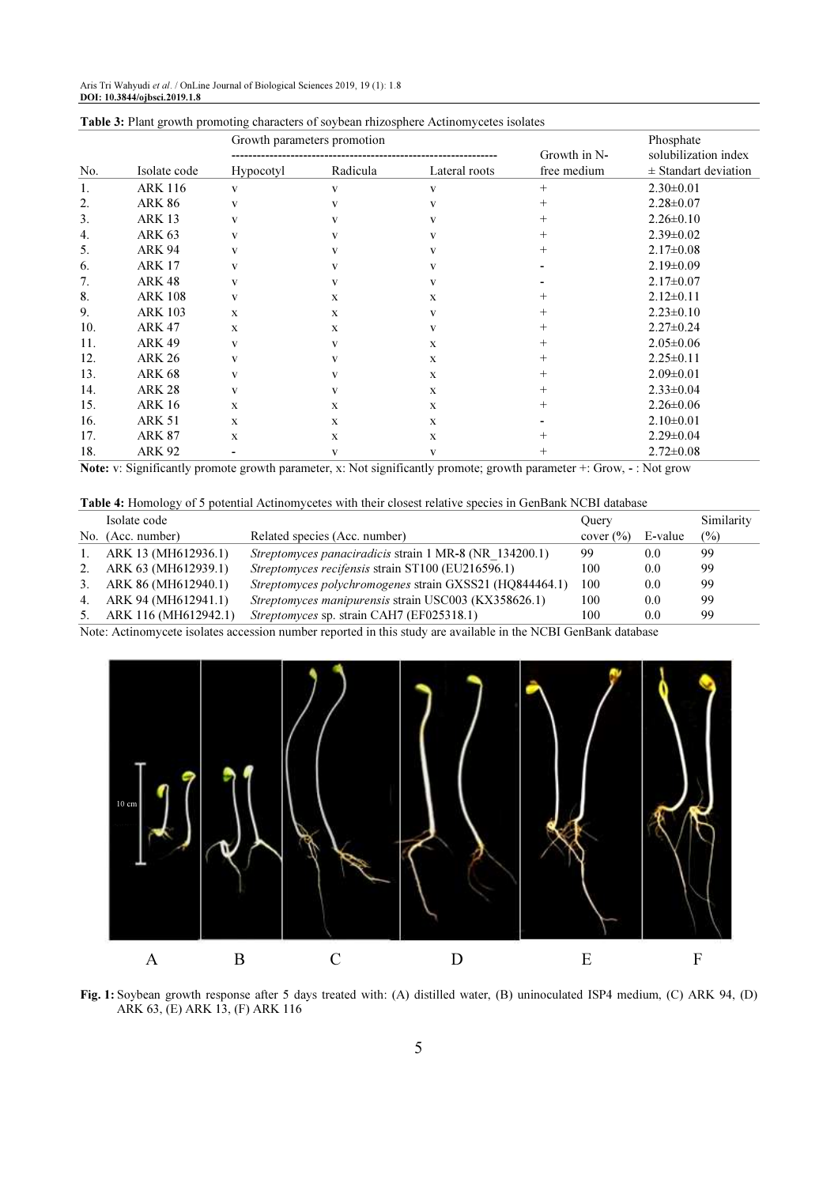**Table 3:** Plant growth promoting characters of soybean rhizosphere Actinomycetes isolates

| No. | Isolate code | Growth parameters promotion | | | Growth in N-free medium | Phosphate solubilization index ± Standart deviation |
|---|---|---|---|---|---|---|
| | | Hypocotyl | Radicula | Lateral roots | | |
| 1. | ARK 116 | v | v | v | + | 2.30±0.01 |
| 2. | ARK 86 | v | v | v | + | 2.28±0.07 |
| 3. | ARK 13 | v | v | v | + | 2.26±0.10 |
| 4. | ARK 63 | v | v | v | + | 2.39±0.02 |
| 5. | ARK 94 | v | v | v | + | 2.17±0.08 |
| 6. | ARK 17 | v | v | v | - | 2.19±0.09 |
| 7. | ARK 48 | v | v | v | - | 2.17±0.07 |
| 8. | ARK 108 | v | x | x | + | 2.12±0.11 |
| 9. | ARK 103 | x | x | v | + | 2.23±0.10 |
| 10. | ARK 47 | x | x | v | + | 2.27±0.24 |
| 11. | ARK 49 | v | v | x | + | 2.05±0.06 |
| 12. | ARK 26 | v | v | x | + | 2.25±0.11 |
| 13. | ARK 68 | v | v | x | + | 2.09±0.01 |
| 14. | ARK 28 | v | v | x | + | 2.33±0.04 |
| 15. | ARK 16 | x | x | x | + | 2.26±0.06 |
| 16. | ARK 51 | x | x | x | - | 2.10±0.01 |
| 17. | ARK 87 | x | x | x | + | 2.29±0.04 |
| 18. | ARK 92 | - | v | v | + | 2.72±0.08 |

**Note:** v: Significantly promote growth parameter, x: Not significantly promote; growth parameter +: Grow, - : Not grow

**Table 4:** Homology of 5 potential Actinomycetes with their closest relative species in GenBank NCBI database

| No. | Isolate code (Acc. number) | Related species (Acc. number) | Query cover (%) | E-value | Similarity (%) |
|---|---|---|---|---|---|
| 1. | ARK 13 (MH612936.1) | *Streptomyces panaciradicis* strain 1 MR-8 (NR_134200.1) | 99 | 0.0 | 99 |
| 2. | ARK 63 (MH612939.1) | *Streptomyces recifensis* strain ST100 (EU216596.1) | 100 | 0.0 | 99 |
| 3. | ARK 86 (MH612940.1) | *Streptomyces polychromogenes* strain GXSS21 (HQ844464.1) | 100 | 0.0 | 99 |
| 4. | ARK 94 (MH612941.1) | *Streptomyces manipurensis* strain USC003 (KX358626.1) | 100 | 0.0 | 99 |
| 5. | ARK 116 (MH612942.1) | *Streptomyces* sp. strain CAH7 (EF025318.1) | 100 | 0.0 | 99 |

Note: Actinomycete isolates accession number reported in this study are available in the NCBI GenBank database

**Fig. 1:** Soybean growth response after 5 days treated with: (A) distilled water, (B) uninoculated ISP4 medium, (C) ARK 94, (D) ARK 63, (E) ARK 13, (F) ARK 116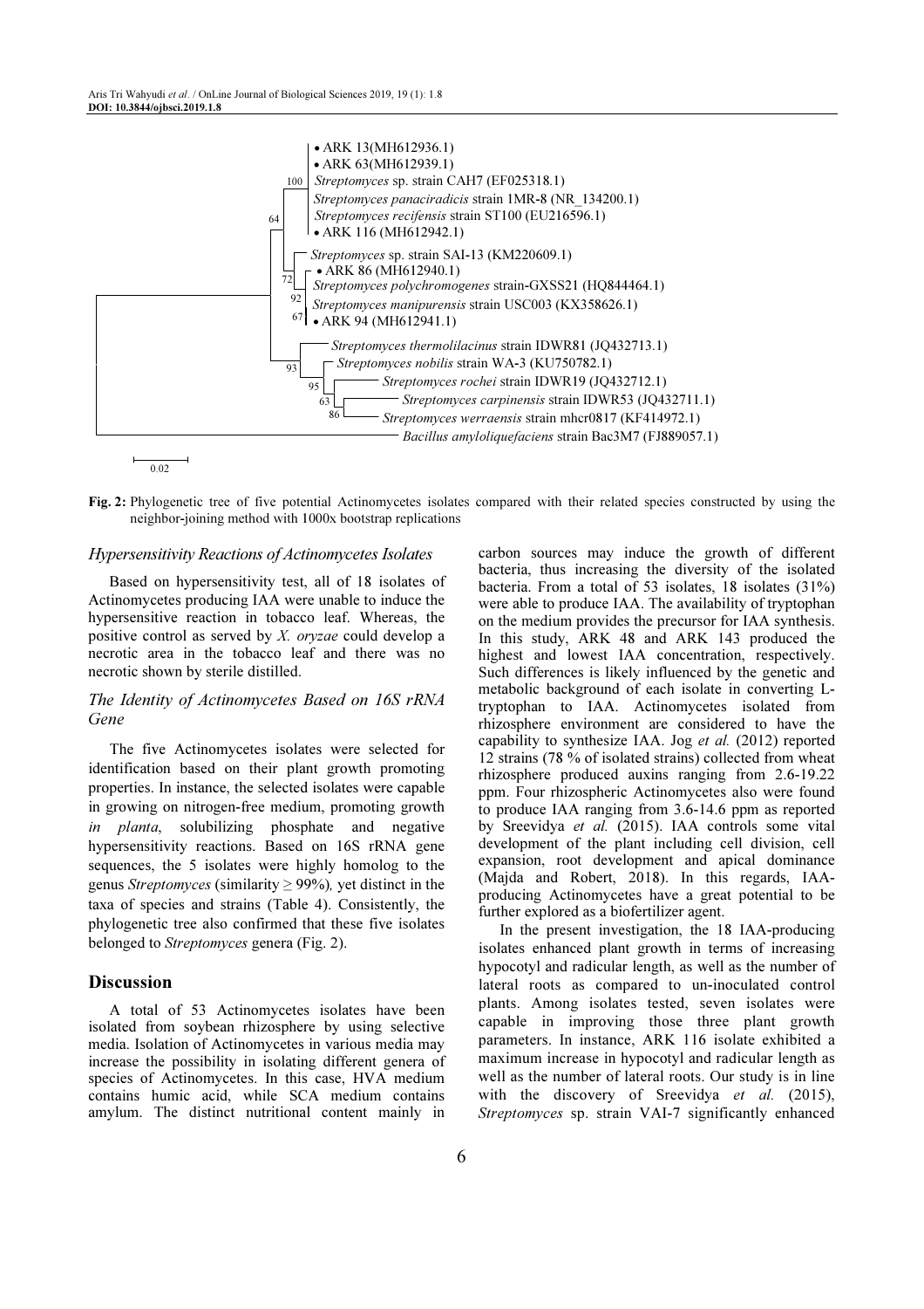Fig. 2: Phylogenetic tree of five potential Actinomycetes isolates compared with their related species constructed by using the neighbor-joining method with 1000x bootstrap replications

### Hypersensitivity Reactions of Actinomycetes Isolates

Based on hypersensitivity test, all of 18 isolates of Actinomycetes producing IAA were unable to induce the hypersensitive reaction in tobacco leaf. Whereas, the positive control as served by *X. oryzae* could develop a necrotic area in the tobacco leaf and there was no necrotic shown by sterile distilled.

### The Identity of Actinomycetes Based on 16S rRNA Gene

The five Actinomycetes isolates were selected for identification based on their plant growth promoting properties. In instance, the selected isolates were capable in growing on nitrogen-free medium, promoting growth *in planta*, solubilizing phosphate and negative hypersensitivity reactions. Based on 16S rRNA gene sequences, the 5 isolates were highly homolog to the genus *Streptomyces* (similarity ≥ 99%), yet distinct in the taxa of species and strains (Table 4). Consistently, the phylogenetic tree also confirmed that these five isolates belonged to *Streptomyces* genera (Fig. 2).

## Discussion

A total of 53 Actinomycetes isolates have been isolated from soybean rhizosphere by using selective media. Isolation of Actinomycetes in various media may increase the possibility in isolating different genera of species of Actinomycetes. In this case, HVA medium contains humic acid, while SCA medium contains amylum. The distinct nutritional content mainly in carbon sources may induce the growth of different bacteria, thus increasing the diversity of the isolated bacteria. From a total of 53 isolates, 18 isolates (31%) were able to produce IAA. The availability of tryptophan on the medium provides the precursor for IAA synthesis. In this study, ARK 48 and ARK 143 produced the highest and lowest IAA concentration, respectively. Such differences is likely influenced by the genetic and metabolic background of each isolate in converting L-tryptophan to IAA. Actinomycetes isolated from rhizosphere environment are considered to have the capability to synthesize IAA. Jog *et al.* (2012) reported 12 strains (78 % of isolated strains) collected from wheat rhizosphere produced auxins ranging from 2.6-19.22 ppm. Four rhizospheric Actinomycetes also were found to produce IAA ranging from 3.6-14.6 ppm as reported by Sreevidya *et al.* (2015). IAA controls some vital development of the plant including cell division, cell expansion, root development and apical dominance (Majda and Robert, 2018). In this regards, IAA-producing Actinomycetes have a great potential to be further explored as a biofertilizer agent.

In the present investigation, the 18 IAA-producing isolates enhanced plant growth in terms of increasing hypocotyl and radicular length, as well as the number of lateral roots as compared to un-inoculated control plants. Among isolates tested, seven isolates were capable in improving those three plant growth parameters. In instance, ARK 116 isolate exhibited a maximum increase in hypocotyl and radicular length as well as the number of lateral roots. Our study is in line with the discovery of Sreevidya *et al.* (2015), *Streptomyces* sp. strain VAI-7 significantly enhanced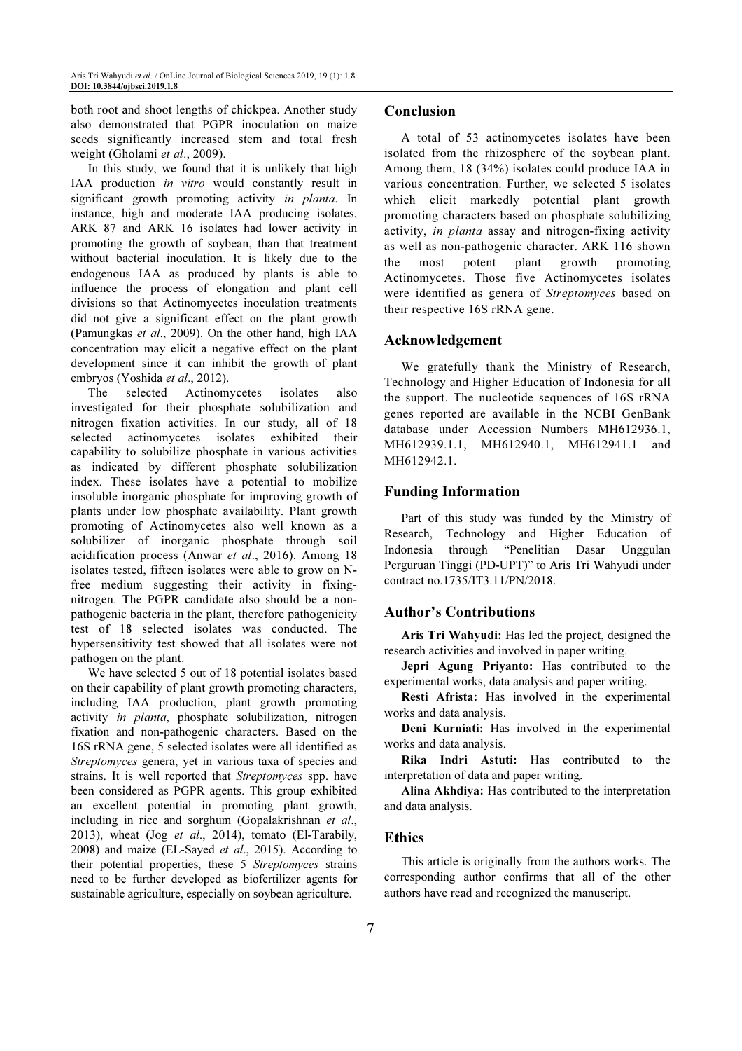both root and shoot lengths of chickpea. Another study also demonstrated that PGPR inoculation on maize seeds significantly increased stem and total fresh weight (Gholami *et al*., 2009).

In this study, we found that it is unlikely that high IAA production *in vitro* would constantly result in significant growth promoting activity *in planta*. In instance, high and moderate IAA producing isolates, ARK 87 and ARK 16 isolates had lower activity in promoting the growth of soybean, than that treatment without bacterial inoculation. It is likely due to the endogenous IAA as produced by plants is able to influence the process of elongation and plant cell divisions so that Actinomycetes inoculation treatments did not give a significant effect on the plant growth (Pamungkas *et al*., 2009). On the other hand, high IAA concentration may elicit a negative effect on the plant development since it can inhibit the growth of plant embryos (Yoshida *et al*., 2012).

The selected Actinomycetes isolates also investigated for their phosphate solubilization and nitrogen fixation activities. In our study, all of 18 selected actinomycetes isolates exhibited their capability to solubilize phosphate in various activities as indicated by different phosphate solubilization index. These isolates have a potential to mobilize insoluble inorganic phosphate for improving growth of plants under low phosphate availability. Plant growth promoting of Actinomycetes also well known as a solubilizer of inorganic phosphate through soil acidification process (Anwar *et al*., 2016). Among 18 isolates tested, fifteen isolates were able to grow on N-free medium suggesting their activity in fixing-nitrogen. The PGPR candidate also should be a non-pathogenic bacteria in the plant, therefore pathogenicity test of 18 selected isolates was conducted. The hypersensitivity test showed that all isolates were not pathogen on the plant.

We have selected 5 out of 18 potential isolates based on their capability of plant growth promoting characters, including IAA production, plant growth promoting activity *in planta*, phosphate solubilization, nitrogen fixation and non-pathogenic characters. Based on the 16S rRNA gene, 5 selected isolates were all identified as *Streptomyces* genera, yet in various taxa of species and strains. It is well reported that *Streptomyces* spp. have been considered as PGPR agents. This group exhibited an excellent potential in promoting plant growth, including in rice and sorghum (Gopalakrishnan *et al*., 2013), wheat (Jog *et al*., 2014), tomato (El-Tarabily, 2008) and maize (EL-Sayed *et al*., 2015). According to their potential properties, these 5 *Streptomyces* strains need to be further developed as biofertilizer agents for sustainable agriculture, especially on soybean agriculture.

## Conclusion

A total of 53 actinomycetes isolates have been isolated from the rhizosphere of the soybean plant. Among them, 18 (34%) isolates could produce IAA in various concentration. Further, we selected 5 isolates which elicit markedly potential plant growth promoting characters based on phosphate solubilizing activity, *in planta* assay and nitrogen-fixing activity as well as non-pathogenic character. ARK 116 shown the most potent plant growth promoting Actinomycetes. Those five Actinomycetes isolates were identified as genera of *Streptomyces* based on their respective 16S rRNA gene.

## Acknowledgement

We gratefully thank the Ministry of Research, Technology and Higher Education of Indonesia for all the support. The nucleotide sequences of 16S rRNA genes reported are available in the NCBI GenBank database under Accession Numbers MH612936.1, MH612939.1.1, MH612940.1, MH612941.1 and MH612942.1.

## Funding Information

Part of this study was funded by the Ministry of Research, Technology and Higher Education of Indonesia through "Penelitian Dasar Unggulan Perguruan Tinggi (PD-UPT)" to Aris Tri Wahyudi under contract no.1735/IT3.11/PN/2018.

## Author's Contributions

**Aris Tri Wahyudi:** Has led the project, designed the research activities and involved in paper writing.

**Jepri Agung Priyanto:** Has contributed to the experimental works, data analysis and paper writing.

**Resti Afrista:** Has involved in the experimental works and data analysis.

**Deni Kurniati:** Has involved in the experimental works and data analysis.

**Rika Indri Astuti:** Has contributed to the interpretation of data and paper writing.

**Alina Akhdiya:** Has contributed to the interpretation and data analysis.

## Ethics

This article is originally from the authors works. The corresponding author confirms that all of the other authors have read and recognized the manuscript.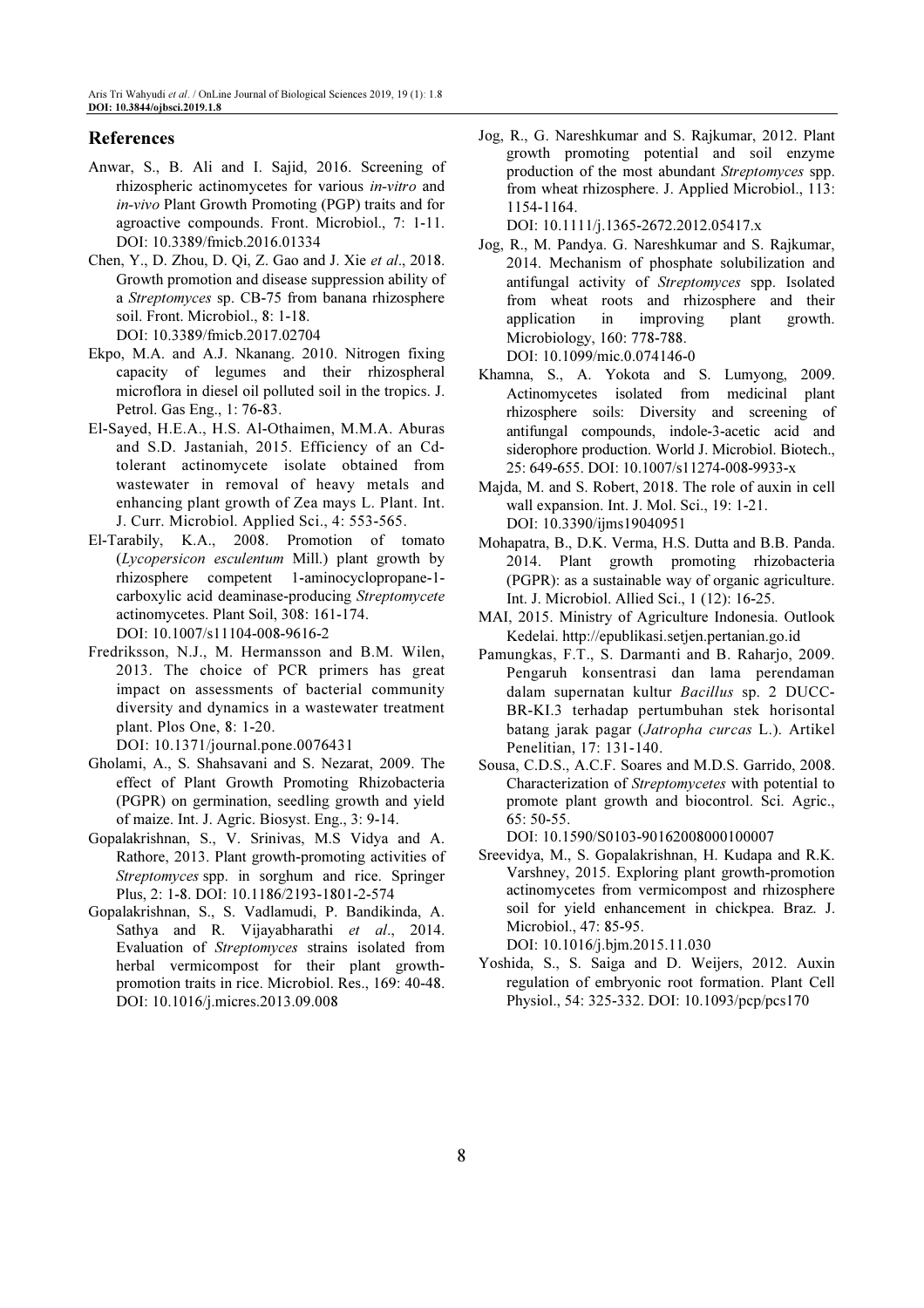## References

Anwar, S., B. Ali and I. Sajid, 2016. Screening of rhizospheric actinomycetes for various *in-vitro* and *in-vivo* Plant Growth Promoting (PGP) traits and for agroactive compounds. Front. Microbiol., 7: 1-11. DOI: 10.3389/fmicb.2016.01334

Chen, Y., D. Zhou, D. Qi, Z. Gao and J. Xie *et al*., 2018. Growth promotion and disease suppression ability of a *Streptomyces* sp. CB-75 from banana rhizosphere soil. Front. Microbiol., 8: 1-18. DOI: 10.3389/fmicb.2017.02704

Ekpo, M.A. and A.J. Nkanang. 2010. Nitrogen fixing capacity of legumes and their rhizospheral microflora in diesel oil polluted soil in the tropics. J. Petrol. Gas Eng., 1: 76-83.

El-Sayed, H.E.A., H.S. Al-Othaimen, M.M.A. Aburas and S.D. Jastaniah, 2015. Efficiency of an Cd-tolerant actinomycete isolate obtained from wastewater in removal of heavy metals and enhancing plant growth of Zea mays L. Plant. Int. J. Curr. Microbiol. Applied Sci., 4: 553-565.

El-Tarabily, K.A., 2008. Promotion of tomato (*Lycopersicon esculentum* Mill.) plant growth by rhizosphere competent 1-aminocyclopropane-1-carboxylic acid deaminase-producing *Streptomycete* actinomycetes. Plant Soil, 308: 161-174. DOI: 10.1007/s11104-008-9616-2

Fredriksson, N.J., M. Hermansson and B.M. Wilen, 2013. The choice of PCR primers has great impact on assessments of bacterial community diversity and dynamics in a wastewater treatment plant. Plos One, 8: 1-20. DOI: 10.1371/journal.pone.0076431

Gholami, A., S. Shahsavani and S. Nezarat, 2009. The effect of Plant Growth Promoting Rhizobacteria (PGPR) on germination, seedling growth and yield of maize. Int. J. Agric. Biosyst. Eng., 3: 9-14.

Gopalakrishnan, S., V. Srinivas, M.S Vidya and A. Rathore, 2013. Plant growth-promoting activities of *Streptomyces* spp. in sorghum and rice. Springer Plus, 2: 1-8. DOI: 10.1186/2193-1801-2-574

Gopalakrishnan, S., S. Vadlamudi, P. Bandikinda, A. Sathya and R. Vijayabharathi *et al*., 2014. Evaluation of *Streptomyces* strains isolated from herbal vermicompost for their plant growth-promotion traits in rice. Microbiol. Res., 169: 40-48. DOI: 10.1016/j.micres.2013.09.008

Jog, R., G. Nareshkumar and S. Rajkumar, 2012. Plant growth promoting potential and soil enzyme production of the most abundant *Streptomyces* spp. from wheat rhizosphere. J. Applied Microbiol., 113: 1154-1164. DOI: 10.1111/j.1365-2672.2012.05417.x

Jog, R., M. Pandya. G. Nareshkumar and S. Rajkumar, 2014. Mechanism of phosphate solubilization and antifungal activity of *Streptomyces* spp. Isolated from wheat roots and rhizosphere and their application in improving plant growth. Microbiology, 160: 778-788. DOI: 10.1099/mic.0.074146-0

Khamna, S., A. Yokota and S. Lumyong, 2009. Actinomycetes isolated from medicinal plant rhizosphere soils: Diversity and screening of antifungal compounds, indole-3-acetic acid and siderophore production. World J. Microbiol. Biotech., 25: 649-655. DOI: 10.1007/s11274-008-9933-x

Majda, M. and S. Robert, 2018. The role of auxin in cell wall expansion. Int. J. Mol. Sci., 19: 1-21. DOI: 10.3390/ijms19040951

Mohapatra, B., D.K. Verma, H.S. Dutta and B.B. Panda. 2014. Plant growth promoting rhizobacteria (PGPR): as a sustainable way of organic agriculture. Int. J. Microbiol. Allied Sci., 1 (12): 16-25.

MAI, 2015. Ministry of Agriculture Indonesia. Outlook Kedelai. http://epublikasi.setjen.pertanian.go.id

Pamungkas, F.T., S. Darmanti and B. Raharjo, 2009. Pengaruh konsentrasi dan lama perendaman dalam supernatan kultur *Bacillus* sp. 2 DUCC-BR-KI.3 terhadap pertumbuhan stek horisontal batang jarak pagar (*Jatropha curcas* L.). Artikel Penelitian, 17: 131-140.

Sousa, C.D.S., A.C.F. Soares and M.D.S. Garrido, 2008. Characterization of *Streptomycetes* with potential to promote plant growth and biocontrol. Sci. Agric., 65: 50-55. DOI: 10.1590/S0103-90162008000100007

Sreevidya, M., S. Gopalakrishnan, H. Kudapa and R.K. Varshney, 2015. Exploring plant growth-promotion actinomycetes from vermicompost and rhizosphere soil for yield enhancement in chickpea. Braz. J. Microbiol., 47: 85-95. DOI: 10.1016/j.bjm.2015.11.030

Yoshida, S., S. Saiga and D. Weijers, 2012. Auxin regulation of embryonic root formation. Plant Cell Physiol., 54: 325-332. DOI: 10.1093/pcp/pcs170